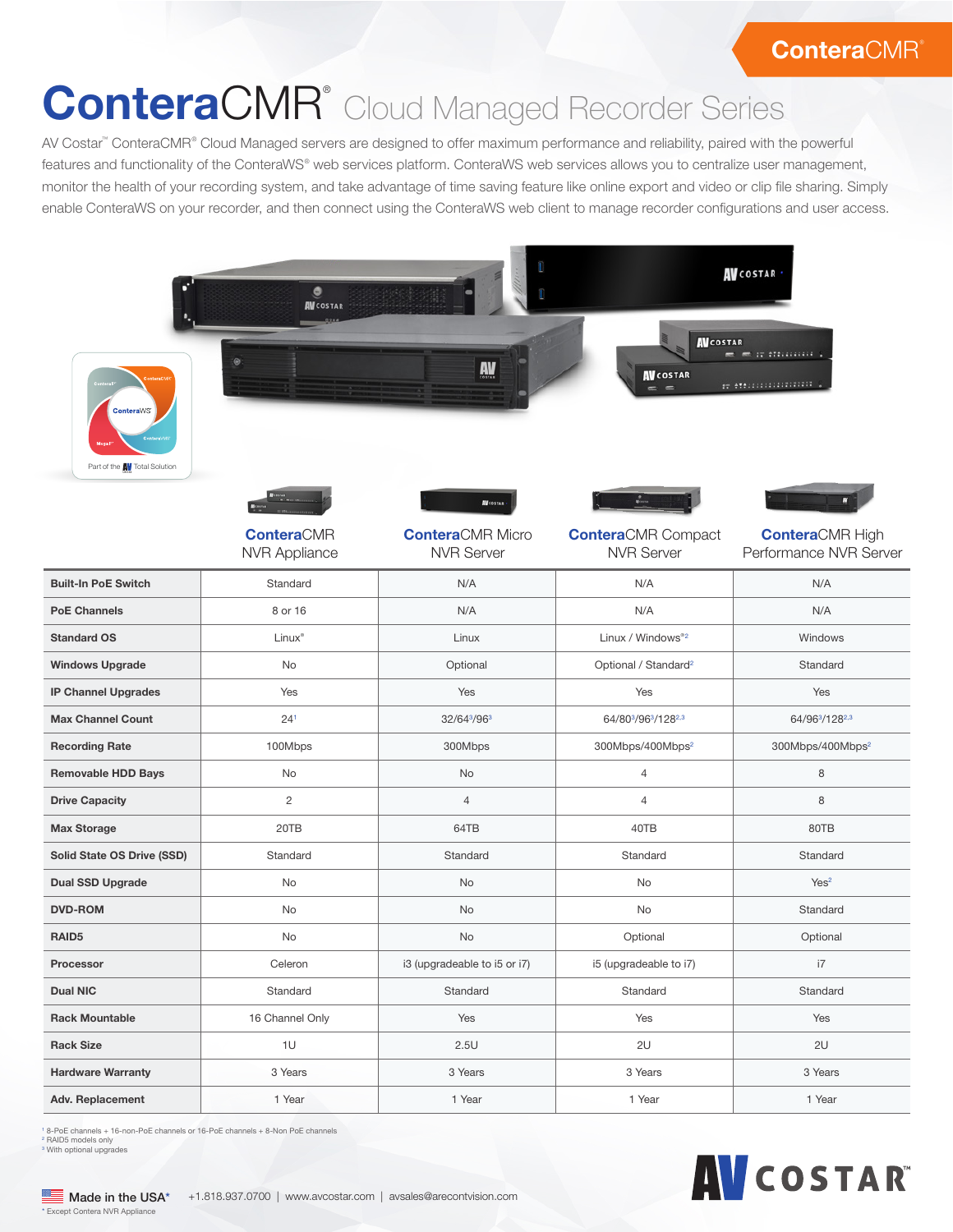# ConteraCMR® Cloud Managed Recorder Series

AV Costar™ ConteraCMR® Cloud Managed servers are designed to offer maximum performance and reliability, paired with the powerful features and functionality of the ConteraWS® web services platform. ConteraWS web services allows you to centralize user management, monitor the health of your recording system, and take advantage of time saving feature like online export and video or clip file sharing. Simply enable ConteraWS on your recorder, and then connect using the ConteraWS web client to manage recorder configurations and user access.

Part of the AV Total Solution

| | ConteraCMR NVR Appliance | ConteraCMR Micro NVR Server | ConteraCMR Compact NVR Server | ConteraCMR High Performance NVR Server |
|---|---|---|---|---|
| **Built-In PoE Switch** | Standard | N/A | N/A | N/A |
| **PoE Channels** | 8 or 16 | N/A | N/A | N/A |
| **Standard OS** | Linux* | Linux | Linux / Windows*[2] | Windows |
| **Windows Upgrade** | No | Optional | Optional / Standard[2] | Standard |
| **IP Channel Upgrades** | Yes | Yes | Yes | Yes |
| **Max Channel Count** | 24[1] | 32/64[3]/96[3] | 64/80[3]/96[3]/128[2,3] | 64/96[3]/128[2,3] |
| **Recording Rate** | 100Mbps | 300Mbps | 300Mbps/400Mbps[2] | 300Mbps/400Mbps[2] |
| **Removable HDD Bays** | No | No | 4 | 8 |
| **Drive Capacity** | 2 | 4 | 4 | 8 |
| **Max Storage** | 20TB | 64TB | 40TB | 80TB |
| **Solid State OS Drive (SSD)** | Standard | Standard | Standard | Standard |
| **Dual SSD Upgrade** | No | No | No | Yes[2] |
| **DVD-ROM** | No | No | No | Standard |
| **RAID5** | No | No | Optional | Optional |
| **Processor** | Celeron | i3 (upgradeable to i5 or i7) | i5 (upgradeable to i7) | i7 |
| **Dual NIC** | Standard | Standard | Standard | Standard |
| **Rack Mountable** | 16 Channel Only | Yes | Yes | Yes |
| **Rack Size** | 1U | 2.5U | 2U | 2U |
| **Hardware Warranty** | 3 Years | 3 Years | 3 Years | 3 Years |
| **Adv. Replacement** | 1 Year | 1 Year | 1 Year | 1 Year |

[1] 8-PoE channels + 16-non-PoE channels or 16-PoE channels + 8-Non PoE channels
[2] RAID5 models only
[3] With optional upgrades

Made in the USA*
* Except Contera NVR Appliance

+1.818.937.0700 | www.avcostar.com | avsales@arecontvision.com

AV COSTAR™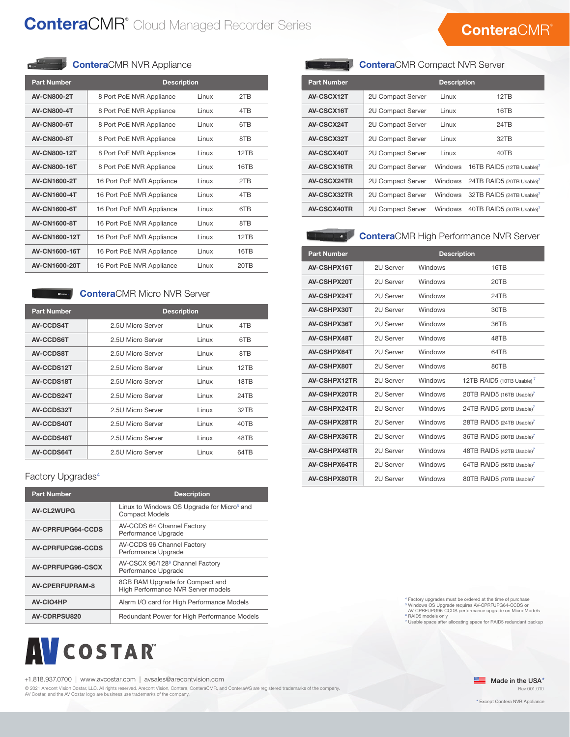# ConteraCMR® Cloud Managed Recorder Series

ConteraCMR®

## ConteraCMR NVR Appliance

| Part Number | Description | | |
|---|---|---|---|
| AV-CN800-2T | 8 Port PoE NVR Appliance | Linux | 2TB |
| AV-CN800-4T | 8 Port PoE NVR Appliance | Linux | 4TB |
| AV-CN800-6T | 8 Port PoE NVR Appliance | Linux | 6TB |
| AV-CN800-8T | 8 Port PoE NVR Appliance | Linux | 8TB |
| AV-CN800-12T | 8 Port PoE NVR Appliance | Linux | 12TB |
| AV-CN800-16T | 8 Port PoE NVR Appliance | Linux | 16TB |
| AV-CN1600-2T | 16 Port PoE NVR Appliance | Linux | 2TB |
| AV-CN1600-4T | 16 Port PoE NVR Appliance | Linux | 4TB |
| AV-CN1600-6T | 16 Port PoE NVR Appliance | Linux | 6TB |
| AV-CN1600-8T | 16 Port PoE NVR Appliance | Linux | 8TB |
| AV-CN1600-12T | 16 Port PoE NVR Appliance | Linux | 12TB |
| AV-CN1600-16T | 16 Port PoE NVR Appliance | Linux | 16TB |
| AV-CN1600-20T | 16 Port PoE NVR Appliance | Linux | 20TB |

## ConteraCMR Micro NVR Server

| Part Number | Description | | |
|---|---|---|---|
| AV-CCDS4T | 2.5U Micro Server | Linux | 4TB |
| AV-CCDS6T | 2.5U Micro Server | Linux | 6TB |
| AV-CCDS8T | 2.5U Micro Server | Linux | 8TB |
| AV-CCDS12T | 2.5U Micro Server | Linux | 12TB |
| AV-CCDS18T | 2.5U Micro Server | Linux | 18TB |
| AV-CCDS24T | 2.5U Micro Server | Linux | 24TB |
| AV-CCDS32T | 2.5U Micro Server | Linux | 32TB |
| AV-CCDS40T | 2.5U Micro Server | Linux | 40TB |
| AV-CCDS48T | 2.5U Micro Server | Linux | 48TB |
| AV-CCDS64T | 2.5U Micro Server | Linux | 64TB |

## Factory Upgrades[4]

| Part Number | Description |
|---|---|
| AV-CL2WUPG | Linux to Windows OS Upgrade for Micro[5] and Compact Models |
| AV-CPRFUPG64-CCDS | AV-CCDS 64 Channel Factory Performance Upgrade |
| AV-CPRFUPG96-CCDS | AV-CCDS 96 Channel Factory Performance Upgrade |
| AV-CPRFUPG96-CSCX | AV-CSCX 96/128[6] Channel Factory Performance Upgrade |
| AV-CPERFUPRAM-8 | 8GB RAM Upgrade for Compact and High Performance NVR Server models |
| AV-CIO4HP | Alarm I/O card for High Performance Models |
| AV-CDRPSU820 | Redundant Power for High Performance Models |

## ConteraCMR Compact NVR Server

| Part Number | Description | | |
|---|---|---|---|
| AV-CSCX12T | 2U Compact Server | Linux | 12TB |
| AV-CSCX16T | 2U Compact Server | Linux | 16TB |
| AV-CSCX24T | 2U Compact Server | Linux | 24TB |
| AV-CSCX32T | 2U Compact Server | Linux | 32TB |
| AV-CSCX40T | 2U Compact Server | Linux | 40TB |
| AV-CSCX16TR | 2U Compact Server | Windows | 16TB RAID5 (12TB Usable)[7] |
| AV-CSCX24TR | 2U Compact Server | Windows | 24TB RAID5 (20TB Usable)[7] |
| AV-CSCX32TR | 2U Compact Server | Windows | 32TB RAID5 (24TB Usable)[7] |
| AV-CSCX40TR | 2U Compact Server | Windows | 40TB RAID5 (30TB Usable)[7] |

## ConteraCMR High Performance NVR Server

| Part Number | Description | | |
|---|---|---|---|
| AV-CSHPX16T | 2U Server | Windows | 16TB |
| AV-CSHPX20T | 2U Server | Windows | 20TB |
| AV-CSHPX24T | 2U Server | Windows | 24TB |
| AV-CSHPX30T | 2U Server | Windows | 30TB |
| AV-CSHPX36T | 2U Server | Windows | 36TB |
| AV-CSHPX48T | 2U Server | Windows | 48TB |
| AV-CSHPX64T | 2U Server | Windows | 64TB |
| AV-CSHPX80T | 2U Server | Windows | 80TB |
| AV-CSHPX12TR | 2U Server | Windows | 12TB RAID5 (10TB Usable)[7] |
| AV-CSHPX20TR | 2U Server | Windows | 20TB RAID5 (16TB Usable)[7] |
| AV-CSHPX24TR | 2U Server | Windows | 24TB RAID5 (20TB Usable)[7] |
| AV-CSHPX28TR | 2U Server | Windows | 28TB RAID5 (24TB Usable)[7] |
| AV-CSHPX36TR | 2U Server | Windows | 36TB RAID5 (30TB Usable)[7] |
| AV-CSHPX48TR | 2U Server | Windows | 48TB RAID5 (42TB Usable)[7] |
| AV-CSHPX64TR | 2U Server | Windows | 64TB RAID5 (56TB Usable)[7] |
| AV-CSHPX80TR | 2U Server | Windows | 80TB RAID5 (70TB Usable)[7] |

[4] Factory upgrades must be ordered at the time of purchase
[5] Windows OS Upgrade requires AV-CPRFUPG64-CCDS or AV-CPRFUPG96-CCDS performance upgrade on Micro Models
[6] RAID5 models only
[7] Usable space after allocating space for RAID5 redundant backup

AV COSTAR™

+1.818.937.0700 | www.avcostar.com | avsales@arecontvision.com

© 2021 Arecont Vision Costar, LLC. All rights reserved. Arecont Vision, Contera, ConteraCMR, and ConteraWS are registered trademarks of the company. AV Costar, and the AV Costar logo are business use trademarks of the company.

Made in the USA*

Rev 001.010

* Except Contera NVR Appliance